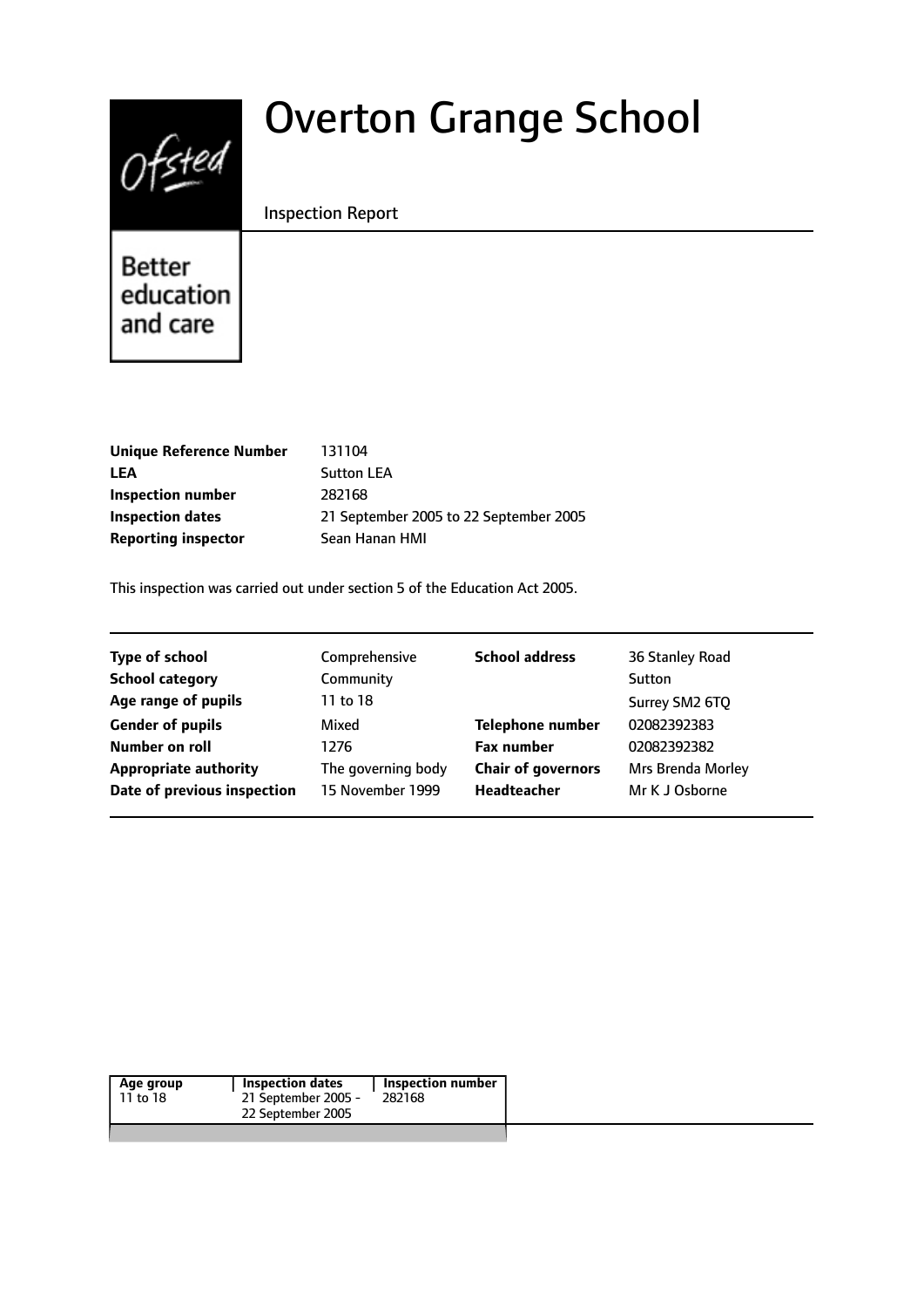# Overton Grange School

Inspection Report

Better education and care

| | |
|---|---|
| **Unique Reference Number** | 131104 |
| **LEA** | Sutton LEA |
| **Inspection number** | 282168 |
| **Inspection dates** | 21 September 2005 to 22 September 2005 |
| **Reporting inspector** | Sean Hanan HMI |

This inspection was carried out under section 5 of the Education Act 2005.

| | | | |
|---|---|---|---|
| **Type of school** | Comprehensive | **School address** | 36 Stanley Road |
| **School category** | Community | | Sutton |
| **Age range of pupils** | 11 to 18 | | Surrey SM2 6TQ |
| **Gender of pupils** | Mixed | **Telephone number** | 02082392383 |
| **Number on roll** | 1276 | **Fax number** | 02082392382 |
| **Appropriate authority** | The governing body | **Chair of governors** | Mrs Brenda Morley |
| **Date of previous inspection** | 15 November 1999 | **Headteacher** | Mr K J Osborne |

| Age group | Inspection dates | Inspection number |
|---|---|---|
| 11 to 18 | 21 September 2005 - 22 September 2005 | 282168 |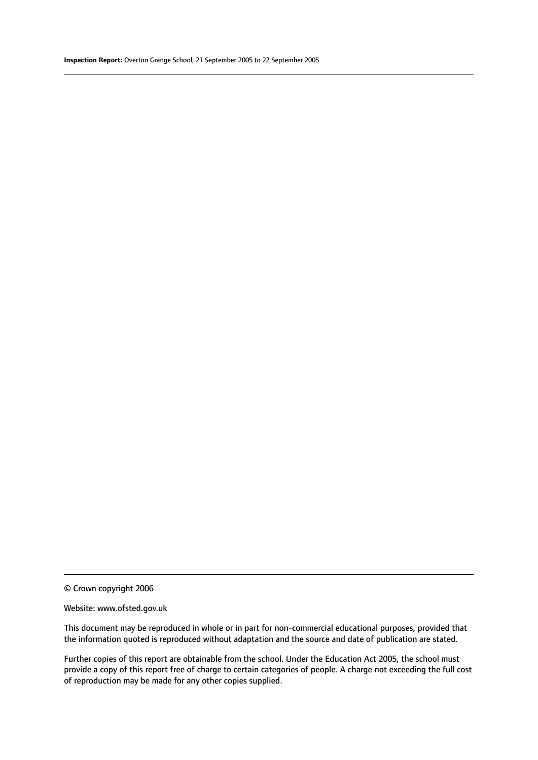© Crown copyright 2006

Website: www.ofsted.gov.uk

This document may be reproduced in whole or in part for non-commercial educational purposes, provided that the information quoted is reproduced without adaptation and the source and date of publication are stated.

Further copies of this report are obtainable from the school. Under the Education Act 2005, the school must provide a copy of this report free of charge to certain categories of people. A charge not exceeding the full cost of reproduction may be made for any other copies supplied.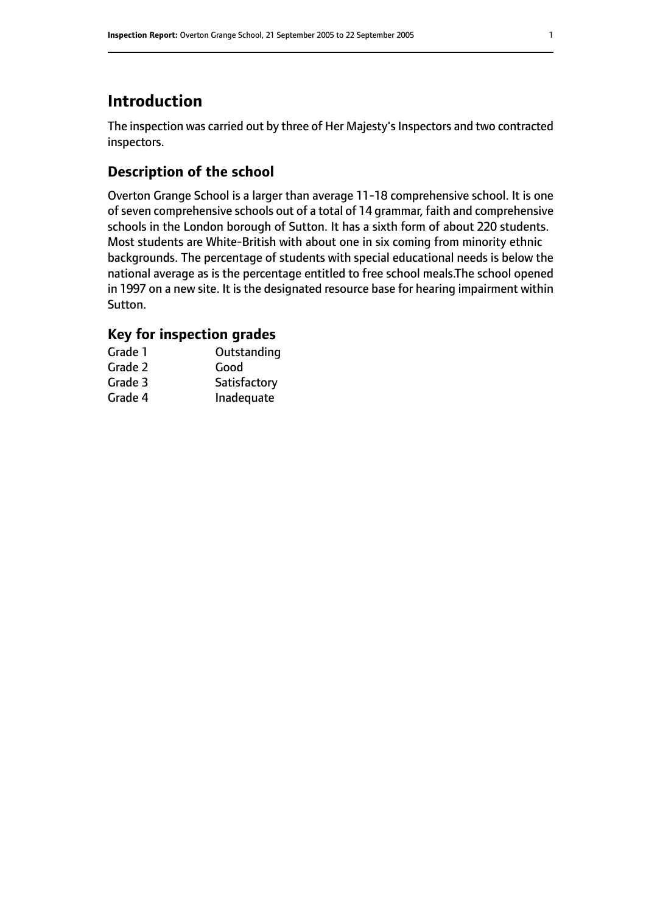# Introduction

The inspection was carried out by three of Her Majesty's Inspectors and two contracted inspectors.

## Description of the school

Overton Grange School is a larger than average 11-18 comprehensive school. It is one of seven comprehensive schools out of a total of 14 grammar, faith and comprehensive schools in the London borough of Sutton. It has a sixth form of about 220 students. Most students are White-British with about one in six coming from minority ethnic backgrounds. The percentage of students with special educational needs is below the national average as is the percentage entitled to free school meals.The school opened in 1997 on a new site. It is the designated resource base for hearing impairment within Sutton.

## Key for inspection grades

| | |
|---|---|
| Grade 1 | Outstanding |
| Grade 2 | Good |
| Grade 3 | Satisfactory |
| Grade 4 | Inadequate |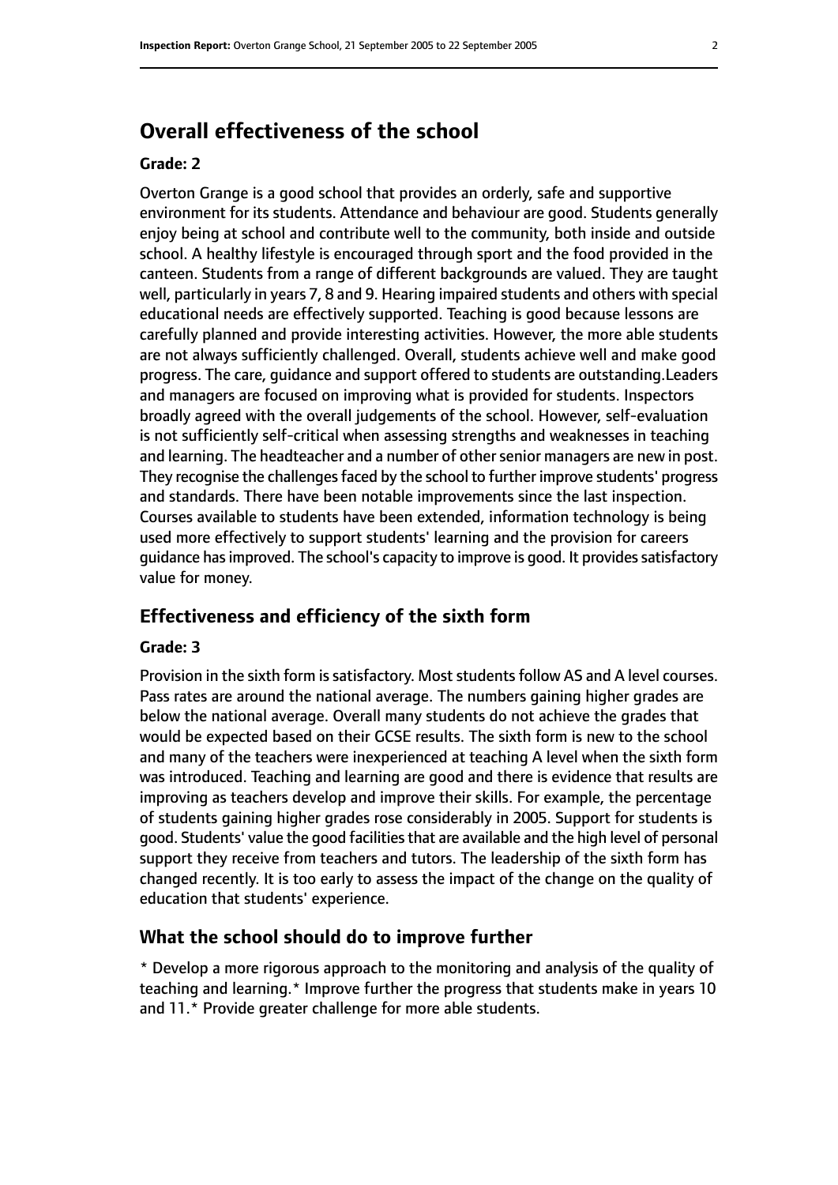## Overall effectiveness of the school

### Grade: 2

Overton Grange is a good school that provides an orderly, safe and supportive environment for its students. Attendance and behaviour are good. Students generally enjoy being at school and contribute well to the community, both inside and outside school. A healthy lifestyle is encouraged through sport and the food provided in the canteen. Students from a range of different backgrounds are valued. They are taught well, particularly in years 7, 8 and 9. Hearing impaired students and others with special educational needs are effectively supported. Teaching is good because lessons are carefully planned and provide interesting activities. However, the more able students are not always sufficiently challenged. Overall, students achieve well and make good progress. The care, guidance and support offered to students are outstanding.Leaders and managers are focused on improving what is provided for students. Inspectors broadly agreed with the overall judgements of the school. However, self-evaluation is not sufficiently self-critical when assessing strengths and weaknesses in teaching and learning. The headteacher and a number of other senior managers are new in post. They recognise the challenges faced by the school to further improve students' progress and standards. There have been notable improvements since the last inspection. Courses available to students have been extended, information technology is being used more effectively to support students' learning and the provision for careers guidance has improved. The school's capacity to improve is good. It provides satisfactory value for money.

### Effectiveness and efficiency of the sixth form

### Grade: 3

Provision in the sixth form is satisfactory. Most students follow AS and A level courses. Pass rates are around the national average. The numbers gaining higher grades are below the national average. Overall many students do not achieve the grades that would be expected based on their GCSE results. The sixth form is new to the school and many of the teachers were inexperienced at teaching A level when the sixth form was introduced. Teaching and learning are good and there is evidence that results are improving as teachers develop and improve their skills. For example, the percentage of students gaining higher grades rose considerably in 2005. Support for students is good. Students' value the good facilities that are available and the high level of personal support they receive from teachers and tutors. The leadership of the sixth form has changed recently. It is too early to assess the impact of the change on the quality of education that students' experience.

### What the school should do to improve further

* Develop a more rigorous approach to the monitoring and analysis of the quality of teaching and learning.* Improve further the progress that students make in years 10 and 11.* Provide greater challenge for more able students.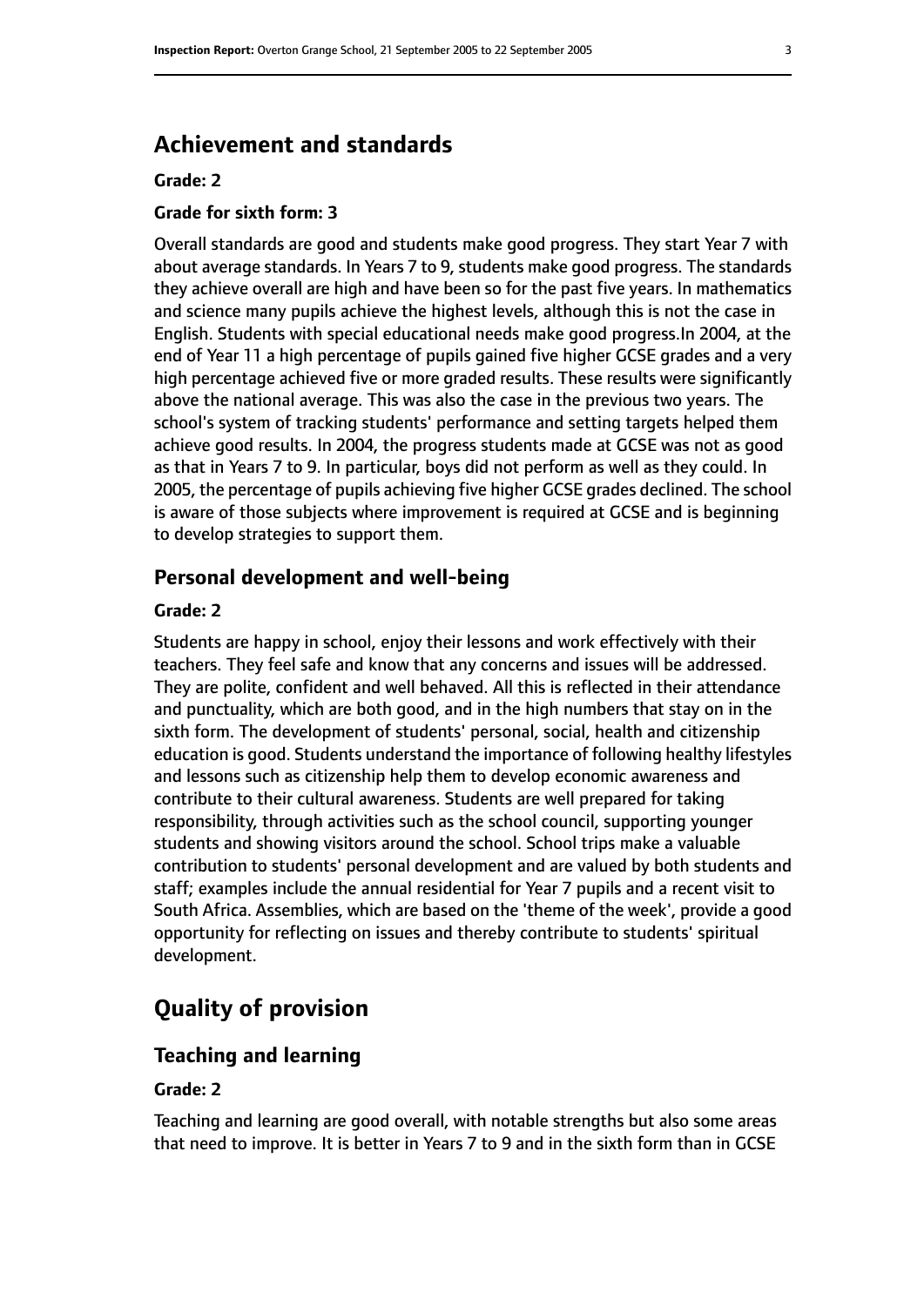## Achievement and standards

**Grade: 2**

**Grade for sixth form: 3**

Overall standards are good and students make good progress. They start Year 7 with about average standards. In Years 7 to 9, students make good progress. The standards they achieve overall are high and have been so for the past five years. In mathematics and science many pupils achieve the highest levels, although this is not the case in English. Students with special educational needs make good progress.In 2004, at the end of Year 11 a high percentage of pupils gained five higher GCSE grades and a very high percentage achieved five or more graded results. These results were significantly above the national average. This was also the case in the previous two years. The school's system of tracking students' performance and setting targets helped them achieve good results. In 2004, the progress students made at GCSE was not as good as that in Years 7 to 9. In particular, boys did not perform as well as they could. In 2005, the percentage of pupils achieving five higher GCSE grades declined. The school is aware of those subjects where improvement is required at GCSE and is beginning to develop strategies to support them.

### Personal development and well-being

**Grade: 2**

Students are happy in school, enjoy their lessons and work effectively with their teachers. They feel safe and know that any concerns and issues will be addressed. They are polite, confident and well behaved. All this is reflected in their attendance and punctuality, which are both good, and in the high numbers that stay on in the sixth form. The development of students' personal, social, health and citizenship education is good. Students understand the importance of following healthy lifestyles and lessons such as citizenship help them to develop economic awareness and contribute to their cultural awareness. Students are well prepared for taking responsibility, through activities such as the school council, supporting younger students and showing visitors around the school. School trips make a valuable contribution to students' personal development and are valued by both students and staff; examples include the annual residential for Year 7 pupils and a recent visit to South Africa. Assemblies, which are based on the 'theme of the week', provide a good opportunity for reflecting on issues and thereby contribute to students' spiritual development.

## Quality of provision

### Teaching and learning

**Grade: 2**

Teaching and learning are good overall, with notable strengths but also some areas that need to improve. It is better in Years 7 to 9 and in the sixth form than in GCSE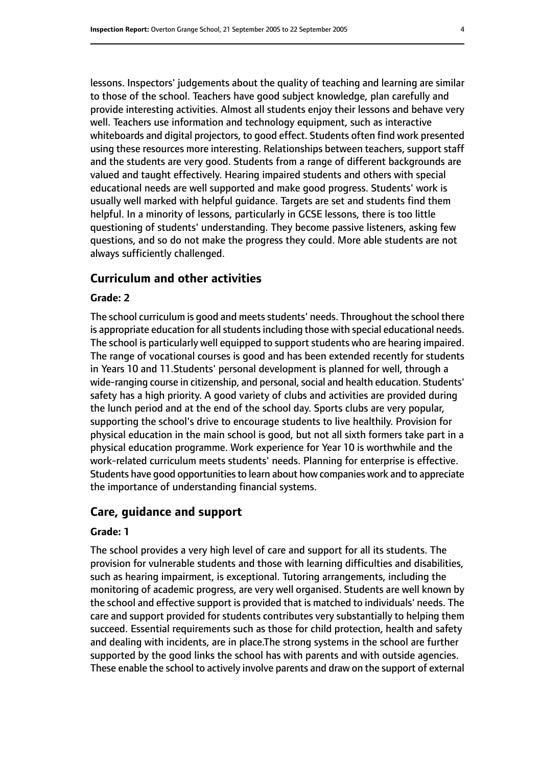lessons. Inspectors' judgements about the quality of teaching and learning are similar to those of the school. Teachers have good subject knowledge, plan carefully and provide interesting activities. Almost all students enjoy their lessons and behave very well. Teachers use information and technology equipment, such as interactive whiteboards and digital projectors, to good effect. Students often find work presented using these resources more interesting. Relationships between teachers, support staff and the students are very good. Students from a range of different backgrounds are valued and taught effectively. Hearing impaired students and others with special educational needs are well supported and make good progress. Students' work is usually well marked with helpful guidance. Targets are set and students find them helpful. In a minority of lessons, particularly in GCSE lessons, there is too little questioning of students' understanding. They become passive listeners, asking few questions, and so do not make the progress they could. More able students are not always sufficiently challenged.

## Curriculum and other activities

### Grade: 2

The school curriculum is good and meets students' needs. Throughout the school there is appropriate education for all students including those with special educational needs. The school is particularly well equipped to support students who are hearing impaired. The range of vocational courses is good and has been extended recently for students in Years 10 and 11.Students' personal development is planned for well, through a wide-ranging course in citizenship, and personal, social and health education. Students' safety has a high priority. A good variety of clubs and activities are provided during the lunch period and at the end of the school day. Sports clubs are very popular, supporting the school's drive to encourage students to live healthily. Provision for physical education in the main school is good, but not all sixth formers take part in a physical education programme. Work experience for Year 10 is worthwhile and the work-related curriculum meets students' needs. Planning for enterprise is effective. Students have good opportunities to learn about how companies work and to appreciate the importance of understanding financial systems.

## Care, guidance and support

### Grade: 1

The school provides a very high level of care and support for all its students. The provision for vulnerable students and those with learning difficulties and disabilities, such as hearing impairment, is exceptional. Tutoring arrangements, including the monitoring of academic progress, are very well organised. Students are well known by the school and effective support is provided that is matched to individuals' needs. The care and support provided for students contributes very substantially to helping them succeed. Essential requirements such as those for child protection, health and safety and dealing with incidents, are in place.The strong systems in the school are further supported by the good links the school has with parents and with outside agencies. These enable the school to actively involve parents and draw on the support of external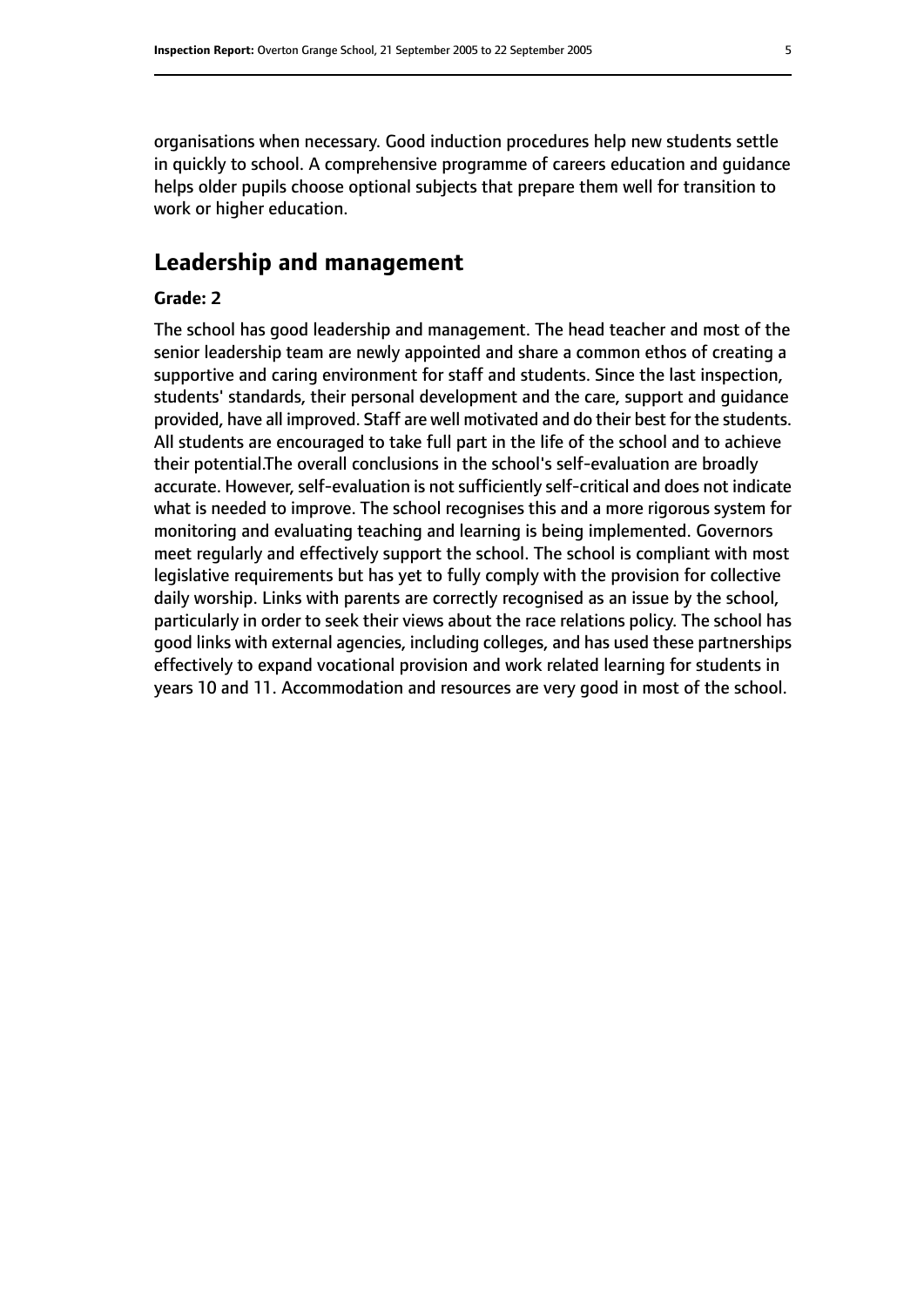organisations when necessary. Good induction procedures help new students settle in quickly to school. A comprehensive programme of careers education and guidance helps older pupils choose optional subjects that prepare them well for transition to work or higher education.

## Leadership and management

### Grade: 2

The school has good leadership and management. The head teacher and most of the senior leadership team are newly appointed and share a common ethos of creating a supportive and caring environment for staff and students. Since the last inspection, students' standards, their personal development and the care, support and guidance provided, have all improved. Staff are well motivated and do their best for the students. All students are encouraged to take full part in the life of the school and to achieve their potential.The overall conclusions in the school's self-evaluation are broadly accurate. However, self-evaluation is not sufficiently self-critical and does not indicate what is needed to improve. The school recognises this and a more rigorous system for monitoring and evaluating teaching and learning is being implemented. Governors meet regularly and effectively support the school. The school is compliant with most legislative requirements but has yet to fully comply with the provision for collective daily worship. Links with parents are correctly recognised as an issue by the school, particularly in order to seek their views about the race relations policy. The school has good links with external agencies, including colleges, and has used these partnerships effectively to expand vocational provision and work related learning for students in years 10 and 11. Accommodation and resources are very good in most of the school.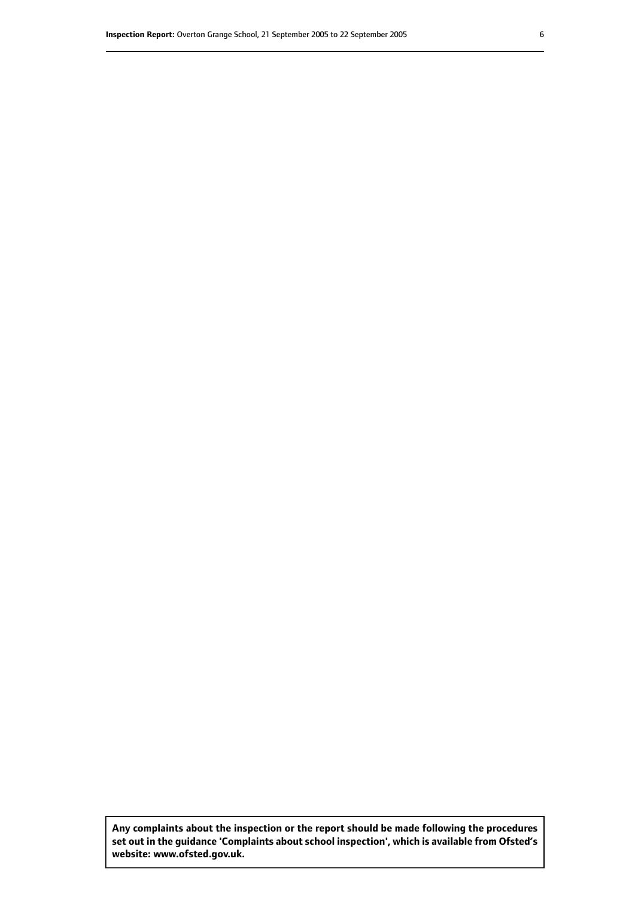**Any complaints about the inspection or the report should be made following the procedures set out in the guidance 'Complaints about school inspection', which is available from Ofsted's website: www.ofsted.gov.uk.**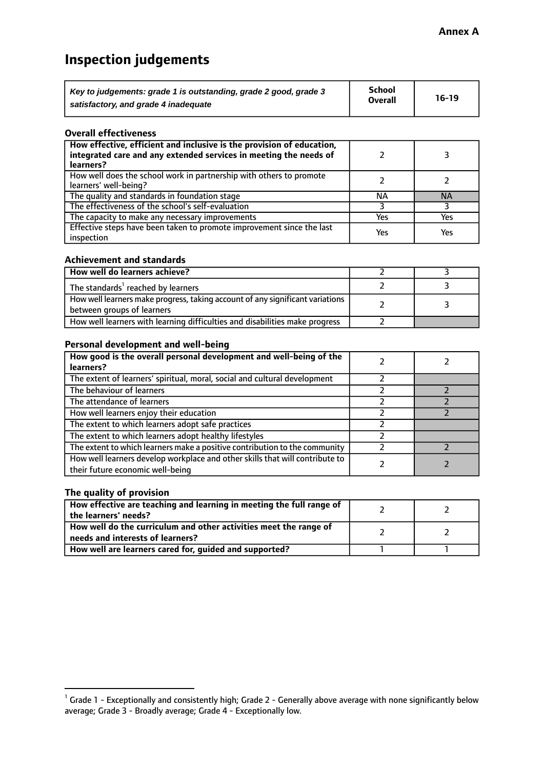**Annex A**

# Inspection judgements

| *Key to judgements: grade 1 is outstanding, grade 2 good, grade 3 satisfactory, and grade 4 inadequate* | School Overall | 16-19 |
|---|---|---|

### Overall effectiveness

| | | |
|---|---|---|
| **How effective, efficient and inclusive is the provision of education, integrated care and any extended services in meeting the needs of learners?** | 2 | 3 |
| How well does the school work in partnership with others to promote learners' well-being? | 2 | 2 |
| The quality and standards in foundation stage | NA | NA |
| The effectiveness of the school's self-evaluation | 3 | 3 |
| The capacity to make any necessary improvements | Yes | Yes |
| Effective steps have been taken to promote improvement since the last inspection | Yes | Yes |

### Achievement and standards

| | | |
|---|---|---|
| **How well do learners achieve?** | 2 | 3 |
| The standards[1] reached by learners | 2 | 3 |
| How well learners make progress, taking account of any significant variations between groups of learners | 2 | 3 |
| How well learners with learning difficulties and disabilities make progress | 2 | |

### Personal development and well-being

| | | |
|---|---|---|
| **How good is the overall personal development and well-being of the learners?** | 2 | 2 |
| The extent of learners' spiritual, moral, social and cultural development | 2 | |
| The behaviour of learners | 2 | 2 |
| The attendance of learners | 2 | 2 |
| How well learners enjoy their education | 2 | 2 |
| The extent to which learners adopt safe practices | 2 | |
| The extent to which learners adopt healthy lifestyles | 2 | |
| The extent to which learners make a positive contribution to the community | 2 | 2 |
| How well learners develop workplace and other skills that will contribute to their future economic well-being | 2 | 2 |

### The quality of provision

| | | |
|---|---|---|
| **How effective are teaching and learning in meeting the full range of the learners' needs?** | 2 | 2 |
| **How well do the curriculum and other activities meet the range of needs and interests of learners?** | 2 | 2 |
| **How well are learners cared for, guided and supported?** | 1 | 1 |

[1] Grade 1 - Exceptionally and consistently high; Grade 2 - Generally above average with none significantly below average; Grade 3 - Broadly average; Grade 4 - Exceptionally low.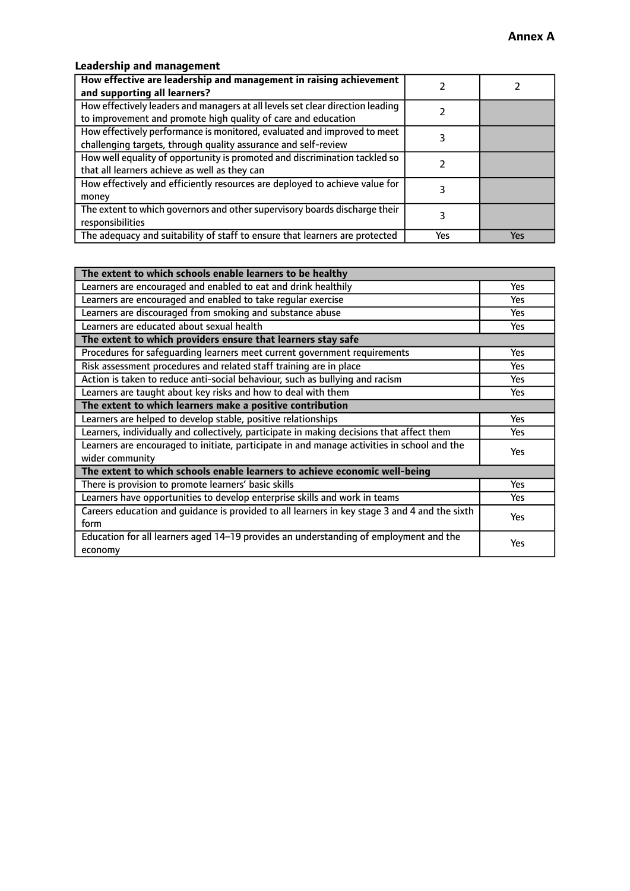**Annex A**

### Leadership and management

| How effective are leadership and management in raising achievement and supporting all learners? | 2 | 2 |
|---|---|---|
| How effectively leaders and managers at all levels set clear direction leading to improvement and promote high quality of care and education | 2 | |
| How effectively performance is monitored, evaluated and improved to meet challenging targets, through quality assurance and self-review | 3 | |
| How well equality of opportunity is promoted and discrimination tackled so that all learners achieve as well as they can | 2 | |
| How effectively and efficiently resources are deployed to achieve value for money | 3 | |
| The extent to which governors and other supervisory boards discharge their responsibilities | 3 | |
| The adequacy and suitability of staff to ensure that learners are protected | Yes | Yes |

| **The extent to which schools enable learners to be healthy** | |
|---|---|
| Learners are encouraged and enabled to eat and drink healthily | Yes |
| Learners are encouraged and enabled to take regular exercise | Yes |
| Learners are discouraged from smoking and substance abuse | Yes |
| Learners are educated about sexual health | Yes |
| **The extent to which providers ensure that learners stay safe** | |
| Procedures for safeguarding learners meet current government requirements | Yes |
| Risk assessment procedures and related staff training are in place | Yes |
| Action is taken to reduce anti-social behaviour, such as bullying and racism | Yes |
| Learners are taught about key risks and how to deal with them | Yes |
| **The extent to which learners make a positive contribution** | |
| Learners are helped to develop stable, positive relationships | Yes |
| Learners, individually and collectively, participate in making decisions that affect them | Yes |
| Learners are encouraged to initiate, participate in and manage activities in school and the wider community | Yes |
| **The extent to which schools enable learners to achieve economic well-being** | |
| There is provision to promote learners' basic skills | Yes |
| Learners have opportunities to develop enterprise skills and work in teams | Yes |
| Careers education and guidance is provided to all learners in key stage 3 and 4 and the sixth form | Yes |
| Education for all learners aged 14–19 provides an understanding of employment and the economy | Yes |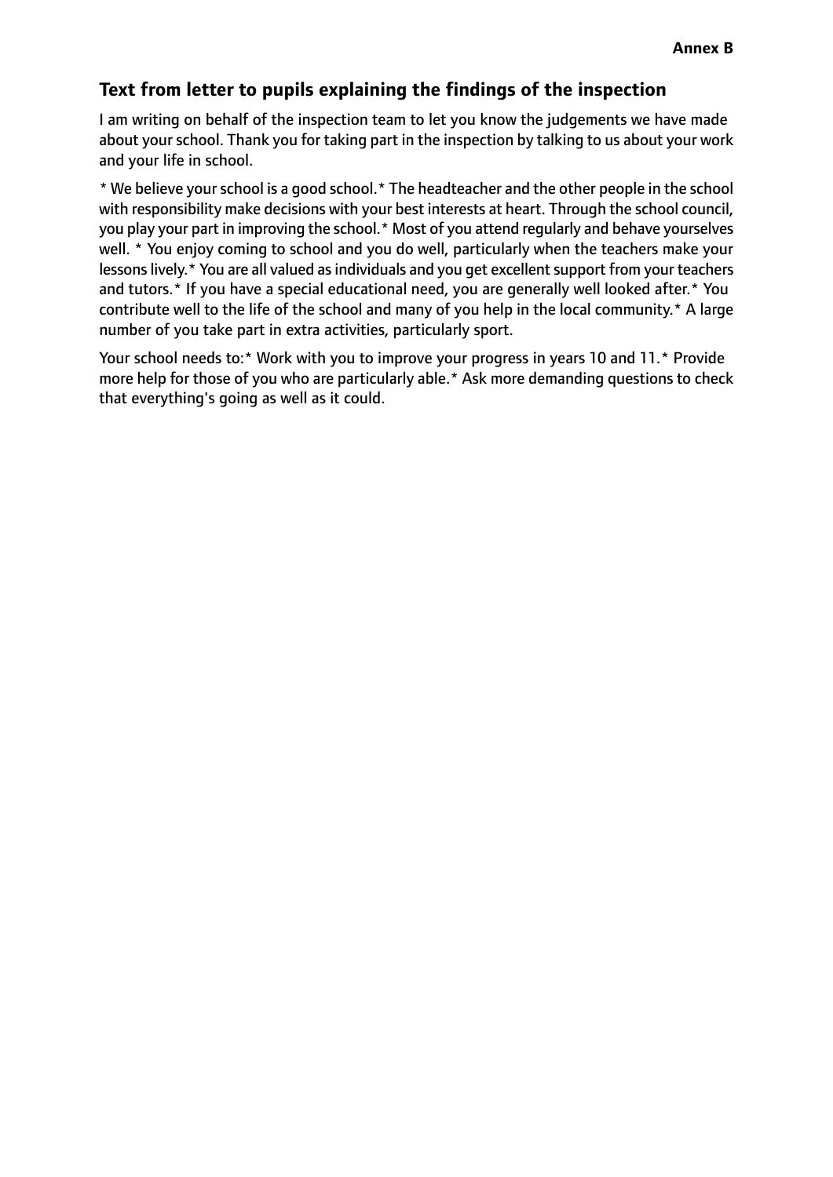Annex B

## Text from letter to pupils explaining the findings of the inspection

I am writing on behalf of the inspection team to let you know the judgements we have made about your school. Thank you for taking part in the inspection by talking to us about your work and your life in school.

* We believe your school is a good school.* The headteacher and the other people in the school with responsibility make decisions with your best interests at heart. Through the school council, you play your part in improving the school.* Most of you attend regularly and behave yourselves well. * You enjoy coming to school and you do well, particularly when the teachers make your lessons lively.* You are all valued as individuals and you get excellent support from your teachers and tutors.* If you have a special educational need, you are generally well looked after.* You contribute well to the life of the school and many of you help in the local community.* A large number of you take part in extra activities, particularly sport.

Your school needs to:* Work with you to improve your progress in years 10 and 11.* Provide more help for those of you who are particularly able.* Ask more demanding questions to check that everything's going as well as it could.